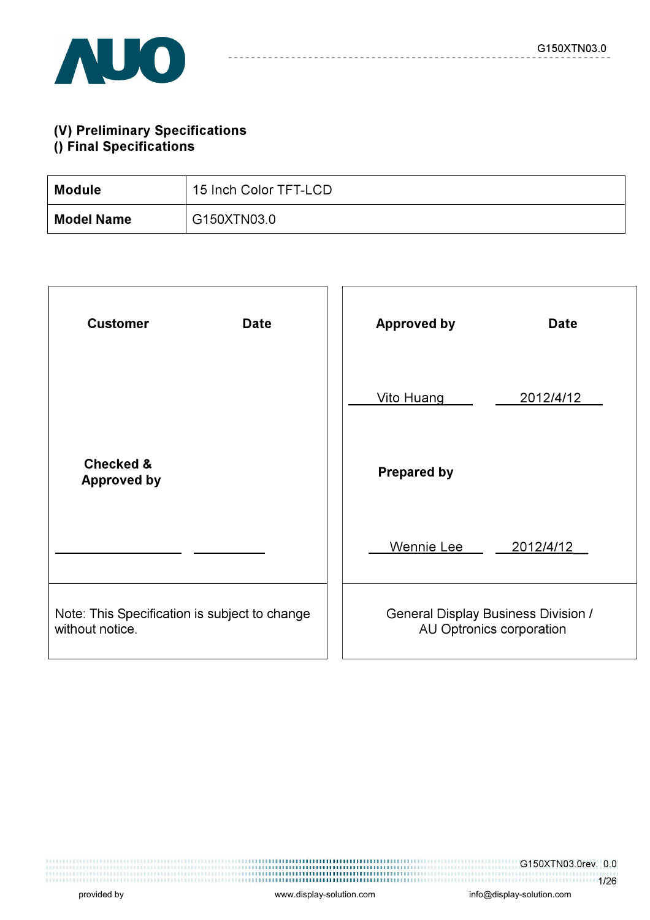(V) Preliminary Specifications
() Final Specifications

| **Module** | 15 Inch Color TFT-LCD |
|---|---|
| **Model Name** | G150XTN03.0 |

| **Customer** | **Date** | **Approved by** | **Date** |
|---|---|---|---|
| | | Vito Huang | 2012/4/12 |
| **Checked & Approved by** | | **Prepared by** | |
| | | Wennie Lee | 2012/4/12 |
| Note: This Specification is subject to change without notice. | | General Display Business Division / AU Optronics corporation | |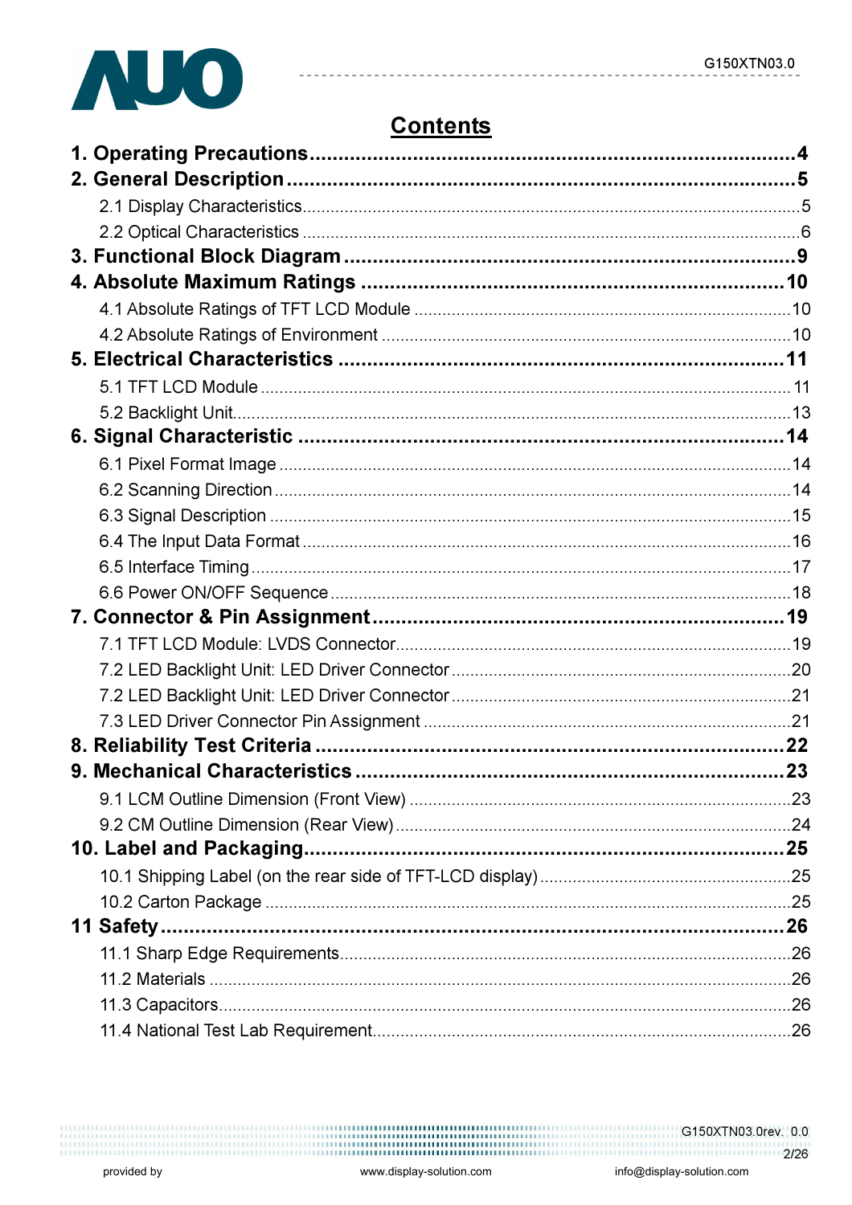# Contents

**1. Operating Precautions....................................................................................4**

**2. General Description.........................................................................................5**

2.1 Display Characteristics.........................................................................................5

2.2 Optical Characteristics .........................................................................................6

**3. Functional Block Diagram ..............................................................................9**

**4. Absolute Maximum Ratings ..........................................................................10**

4.1 Absolute Ratings of TFT LCD Module ................................................................10

4.2 Absolute Ratings of Environment .......................................................................10

**5. Electrical Characteristics ...............................................................................11**

5.1 TFT LCD Module ................................................................................................ 11

5.2 Backlight Unit......................................................................................................13

**6. Signal Characteristic .....................................................................................14**

6.1 Pixel Format Image ............................................................................................14

6.2 Scanning Direction .............................................................................................14

6.3 Signal Description ..............................................................................................15

6.4 The Input Data Format .......................................................................................16

6.5 Interface Timing ..................................................................................................17

6.6 Power ON/OFF Sequence ..................................................................................18

**7. Connector & Pin Assignment........................................................................19**

7.1 TFT LCD Module: LVDS Connector....................................................................19

7.2 LED Backlight Unit: LED Driver Connector ........................................................20

7.2 LED Backlight Unit: LED Driver Connector ........................................................21

7.3 LED Driver Connector Pin Assignment ..............................................................21

**8. Reliability Test Criteria ..................................................................................22**

**9. Mechanical Characteristics ...........................................................................23**

9.1 LCM Outline Dimension (Front View) .................................................................23

9.2 CM Outline Dimension (Rear View)....................................................................24

**10. Label and Packaging...................................................................................25**

10.1 Shipping Label (on the rear side of TFT-LCD display) .....................................25

10.2 Carton Package ...............................................................................................25

**11 Safety .............................................................................................................26**

11.1 Sharp Edge Requirements................................................................................26

11.2 Materials ..........................................................................................................26

11.3 Capacitors.........................................................................................................26

11.4 National Test Lab Requirement........................................................................26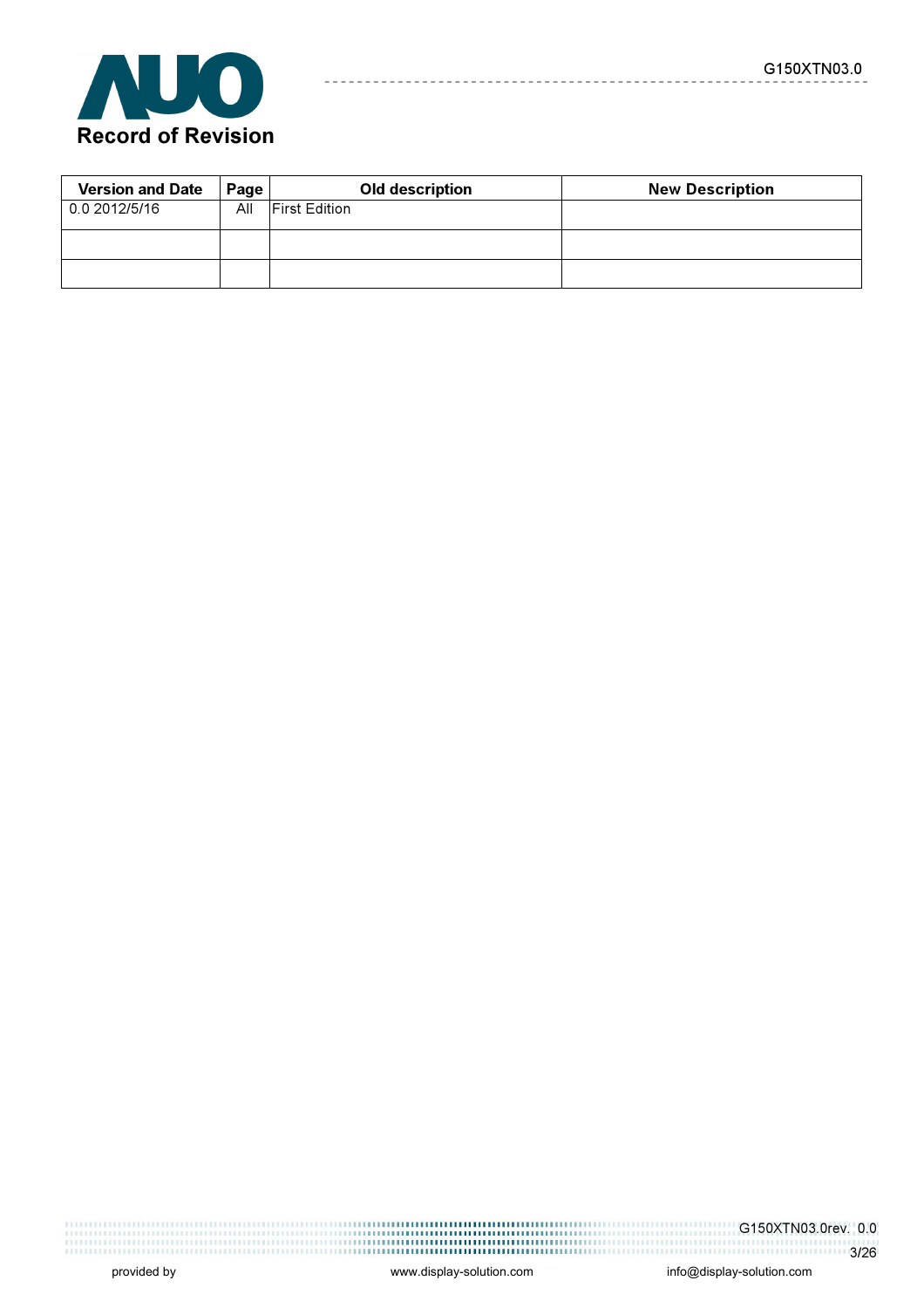# Record of Revision

| Version and Date | Page | Old description | New Description |
|---|---|---|---|
| 0.0 2012/5/16 | All | First Edition | |
| | | | |
| | | | |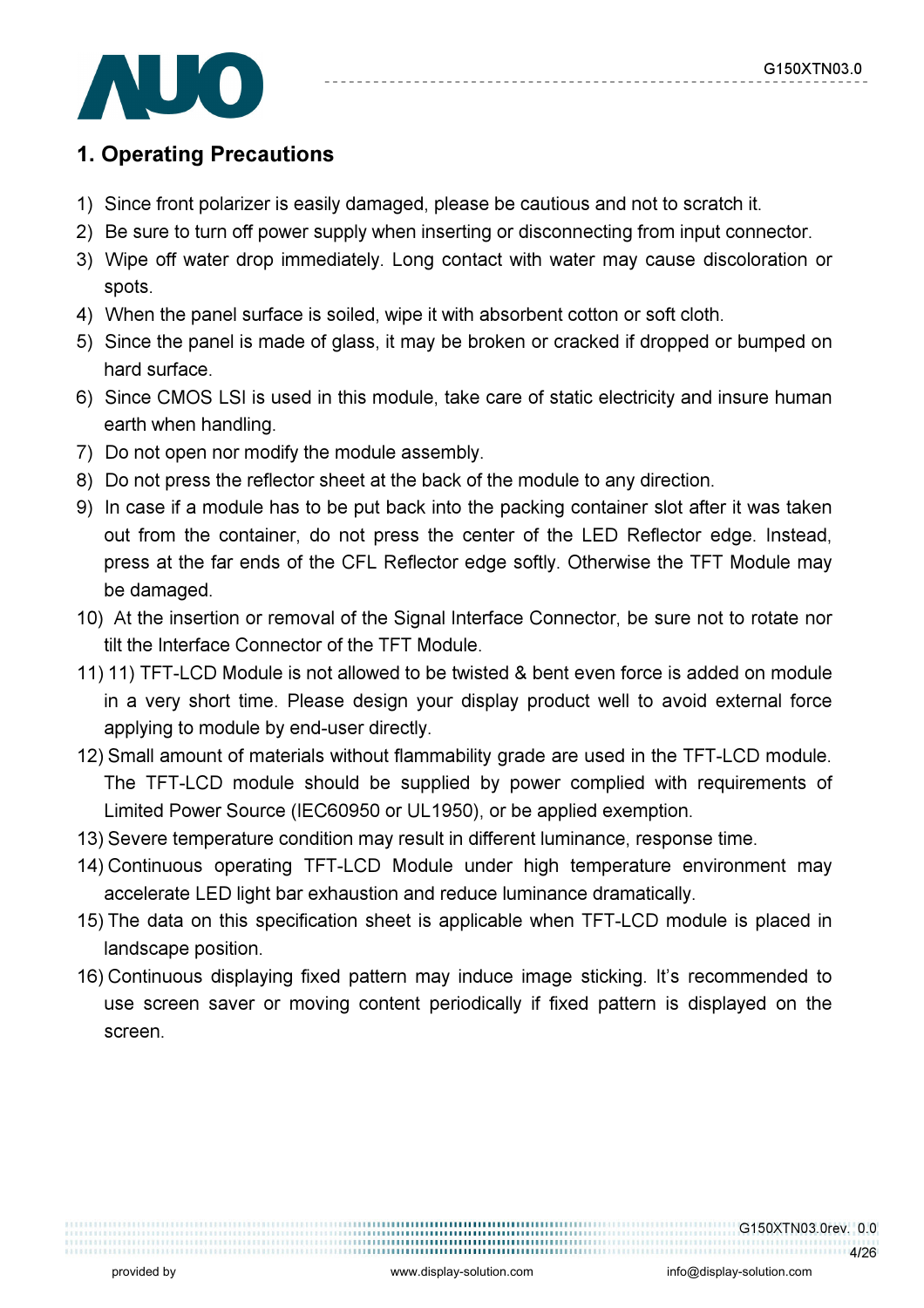# 1. Operating Precautions

1) Since front polarizer is easily damaged, please be cautious and not to scratch it.
2) Be sure to turn off power supply when inserting or disconnecting from input connector.
3) Wipe off water drop immediately. Long contact with water may cause discoloration or spots.
4) When the panel surface is soiled, wipe it with absorbent cotton or soft cloth.
5) Since the panel is made of glass, it may be broken or cracked if dropped or bumped on hard surface.
6) Since CMOS LSI is used in this module, take care of static electricity and insure human earth when handling.
7) Do not open nor modify the module assembly.
8) Do not press the reflector sheet at the back of the module to any direction.
9) In case if a module has to be put back into the packing container slot after it was taken out from the container, do not press the center of the LED Reflector edge. Instead, press at the far ends of the CFL Reflector edge softly. Otherwise the TFT Module may be damaged.
10) At the insertion or removal of the Signal Interface Connector, be sure not to rotate nor tilt the Interface Connector of the TFT Module.
11) 11) TFT-LCD Module is not allowed to be twisted & bent even force is added on module in a very short time. Please design your display product well to avoid external force applying to module by end-user directly.
12) Small amount of materials without flammability grade are used in the TFT-LCD module. The TFT-LCD module should be supplied by power complied with requirements of Limited Power Source (IEC60950 or UL1950), or be applied exemption.
13) Severe temperature condition may result in different luminance, response time.
14) Continuous operating TFT-LCD Module under high temperature environment may accelerate LED light bar exhaustion and reduce luminance dramatically.
15) The data on this specification sheet is applicable when TFT-LCD module is placed in landscape position.
16) Continuous displaying fixed pattern may induce image sticking. It's recommended to use screen saver or moving content periodically if fixed pattern is displayed on the screen.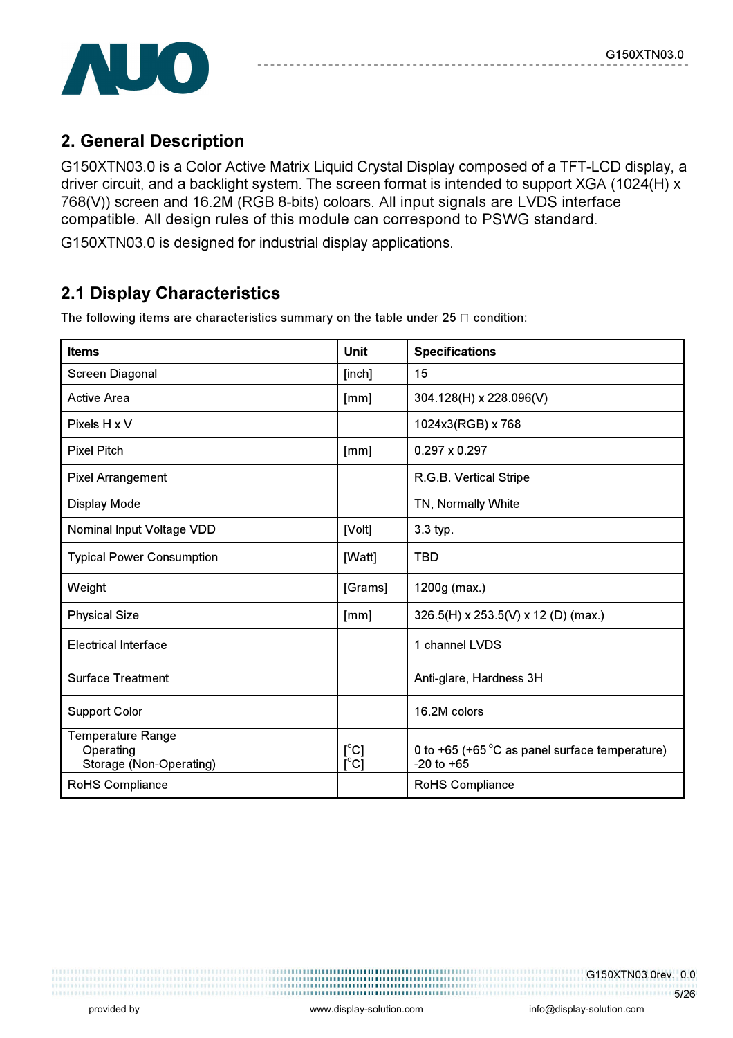## 2. General Description

G150XTN03.0 is a Color Active Matrix Liquid Crystal Display composed of a TFT-LCD display, a driver circuit, and a backlight system. The screen format is intended to support XGA (1024(H) x 768(V)) screen and 16.2M (RGB 8-bits) coloars. All input signals are LVDS interface compatible. All design rules of this module can correspond to PSWG standard.

G150XTN03.0 is designed for industrial display applications.

## 2.1 Display Characteristics

The following items are characteristics summary on the table under 25 □ condition:

| Items | Unit | Specifications |
|---|---|---|
| Screen Diagonal | [inch] | 15 |
| Active Area | [mm] | 304.128(H) x 228.096(V) |
| Pixels H x V | | 1024x3(RGB) x 768 |
| Pixel Pitch | [mm] | 0.297 x 0.297 |
| Pixel Arrangement | | R.G.B. Vertical Stripe |
| Display Mode | | TN, Normally White |
| Nominal Input Voltage VDD | [Volt] | 3.3 typ. |
| Typical Power Consumption | [Watt] | TBD |
| Weight | [Grams] | 1200g (max.) |
| Physical Size | [mm] | 326.5(H) x 253.5(V) x 12 (D) (max.) |
| Electrical Interface | | 1 channel LVDS |
| Surface Treatment | | Anti-glare, Hardness 3H |
| Support Color | | 16.2M colors |
| Temperature Range<br>Operating<br>Storage (Non-Operating) | <br>[°C]<br>[°C] | <br>0 to +65 (+65 °C as panel surface temperature)<br>-20 to +65 |
| RoHS Compliance | | RoHS Compliance |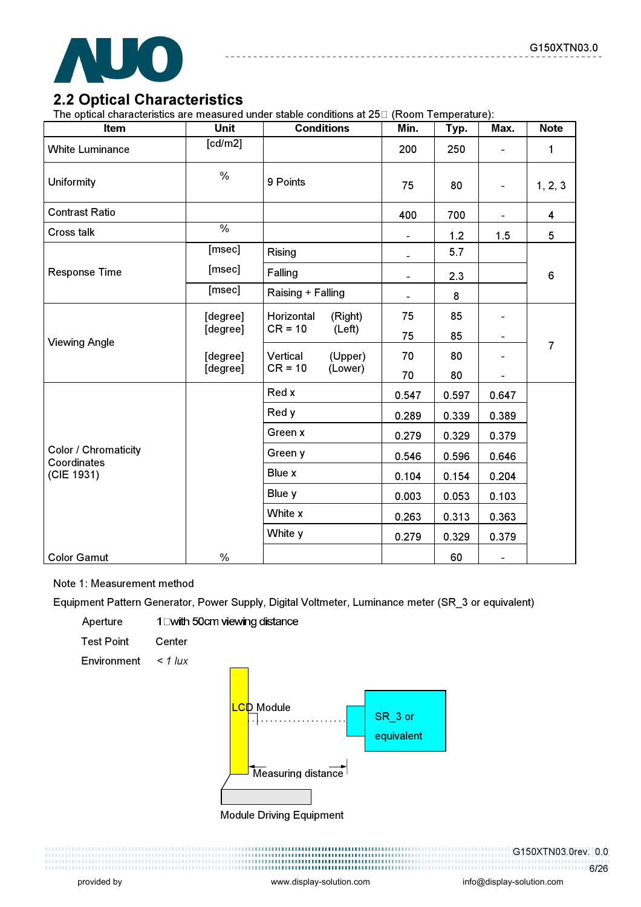## 2.2 Optical Characteristics

The optical characteristics are measured under stable conditions at 25℃ (Room Temperature):

| Item | Unit | Conditions | Min. | Typ. | Max. | Note |
|---|---|---|---|---|---|---|
| White Luminance | [cd/m2] | | 200 | 250 | - | 1 |
| Uniformity | % | 9 Points | 75 | 80 | - | 1, 2, 3 |
| Contrast Ratio | | | 400 | 700 | - | 4 |
| Cross talk | % | | - | 1.2 | 1.5 | 5 |
| Response Time | [msec] | Rising | - | 5.7 | | 6 |
| | [msec] | Falling | - | 2.3 | | |
| | [msec] | Raising + Falling | - | 8 | | |
| Viewing Angle | [degree] | Horizontal CR = 10 (Right) | 75 | 85 | - | 7 |
| | [degree] | Horizontal CR = 10 (Left) | 75 | 85 | - | |
| | [degree] | Vertical CR = 10 (Upper) | 70 | 80 | - | |
| | [degree] | Vertical CR = 10 (Lower) | 70 | 80 | - | |
| Color / Chromaticity Coordinates (CIE 1931) | | Red x | 0.547 | 0.597 | 0.647 | |
| | | Red y | 0.289 | 0.339 | 0.389 | |
| | | Green x | 0.279 | 0.329 | 0.379 | |
| | | Green y | 0.546 | 0.596 | 0.646 | |
| | | Blue x | 0.104 | 0.154 | 0.204 | |
| | | Blue y | 0.003 | 0.053 | 0.103 | |
| | | White x | 0.263 | 0.313 | 0.363 | |
| | | White y | 0.279 | 0.329 | 0.379 | |
| Color Gamut | % | | | 60 | - | |

Note 1: Measurement method

Equipment Pattern Generator, Power Supply, Digital Voltmeter, Luminance meter (SR_3 or equivalent)

Aperture 1° with 50cm viewing distance

Test Point Center

Environment < 1 lux

LCD Module

SR_3 or equivalent

Measuring distance

Module Driving Equipment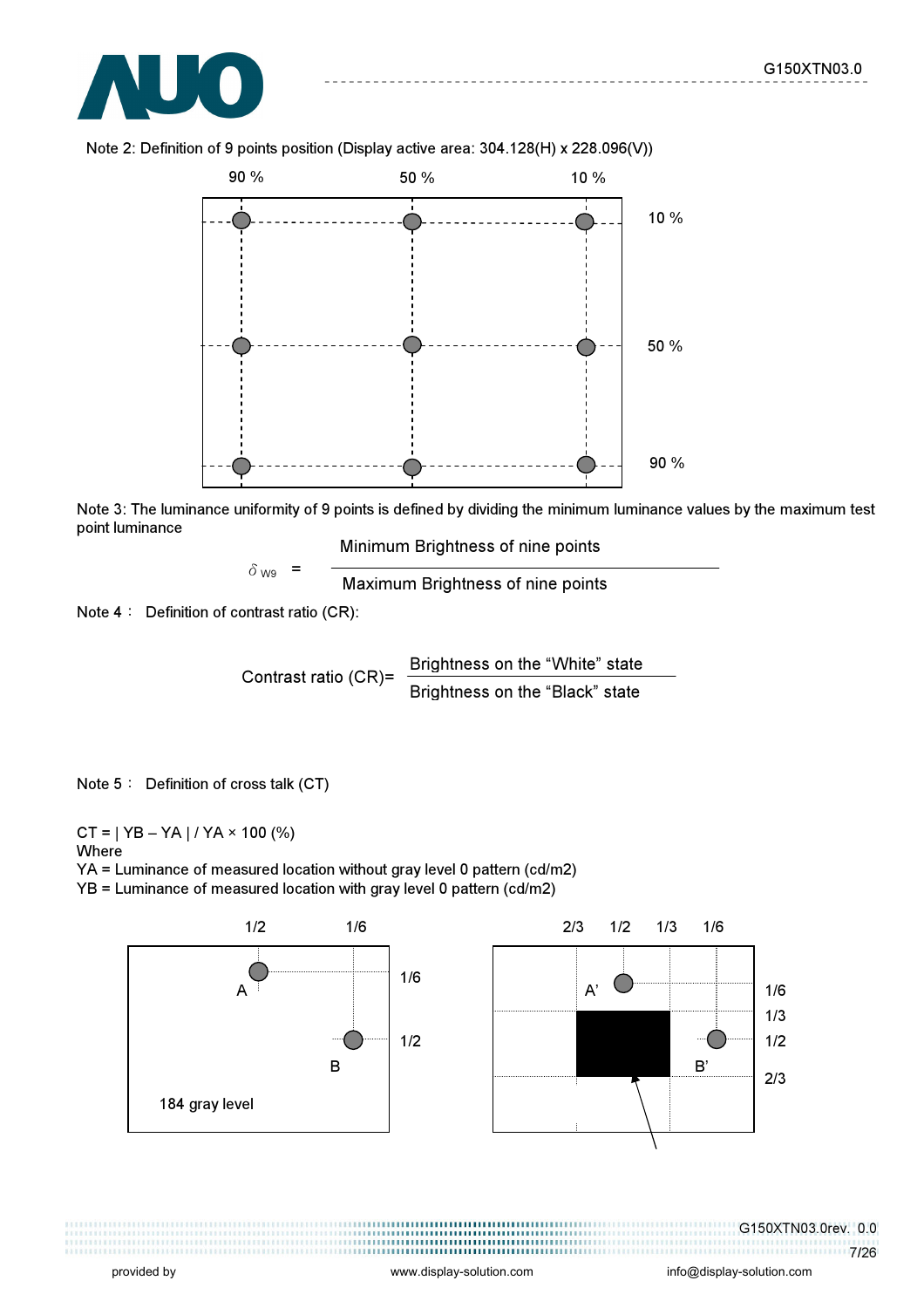Note 2: Definition of 9 points position (Display active area: 304.128(H) x 228.096(V))

90 %   50 %   10 %

10 %

50 %

90 %

Note 3: The luminance uniformity of 9 points is defined by dividing the minimum luminance values by the maximum test point luminance

$$\delta_{W9} = \frac{\text{Minimum Brightness of nine points}}{\text{Maximum Brightness of nine points}}$$

Note 4： Definition of contrast ratio (CR):

$$\text{Contrast ratio (CR)} = \frac{\text{Brightness on the “White” state}}{\text{Brightness on the “Black” state}}$$

Note 5： Definition of cross talk (CT)

CT = | YB – YA | / YA × 100 (%)
Where
YA = Luminance of measured location without gray level 0 pattern (cd/m2)
YB = Luminance of measured location with gray level 0 pattern (cd/m2)

1/2   1/6

A   1/6

B   1/2

184 gray level

2/3   1/2   1/3   1/6

A'   1/6

1/3

B'   1/2

2/3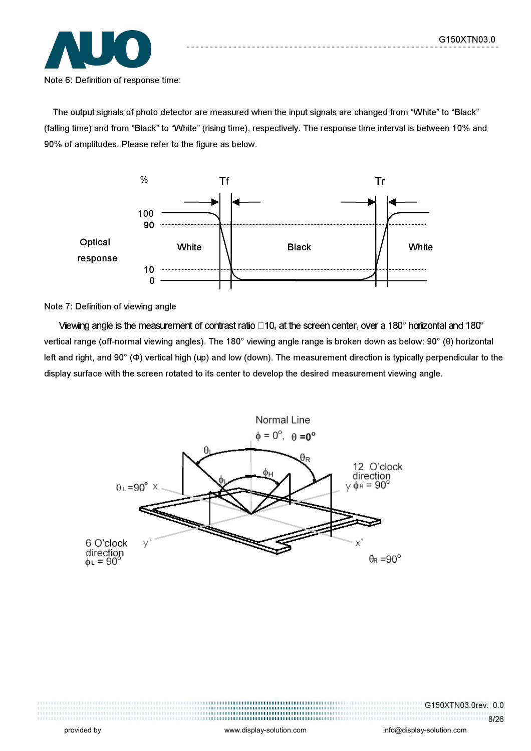Note 6: Definition of response time:

The output signals of photo detector are measured when the input signals are changed from "White" to "Black" (falling time) and from "Black" to "White" (rising time), respectively. The response time interval is between 10% and 90% of amplitudes. Please refer to the figure as below.

Note 7: Definition of viewing angle

Viewing angle is the measurement of contrast ratio □10, at the screen center, over a 180° horizontal and 180° vertical range (off-normal viewing angles). The 180° viewing angle range is broken down as below: 90° (θ) horizontal left and right, and 90° (Φ) vertical high (up) and low (down). The measurement direction is typically perpendicular to the display surface with the screen rotated to its center to develop the desired measurement viewing angle.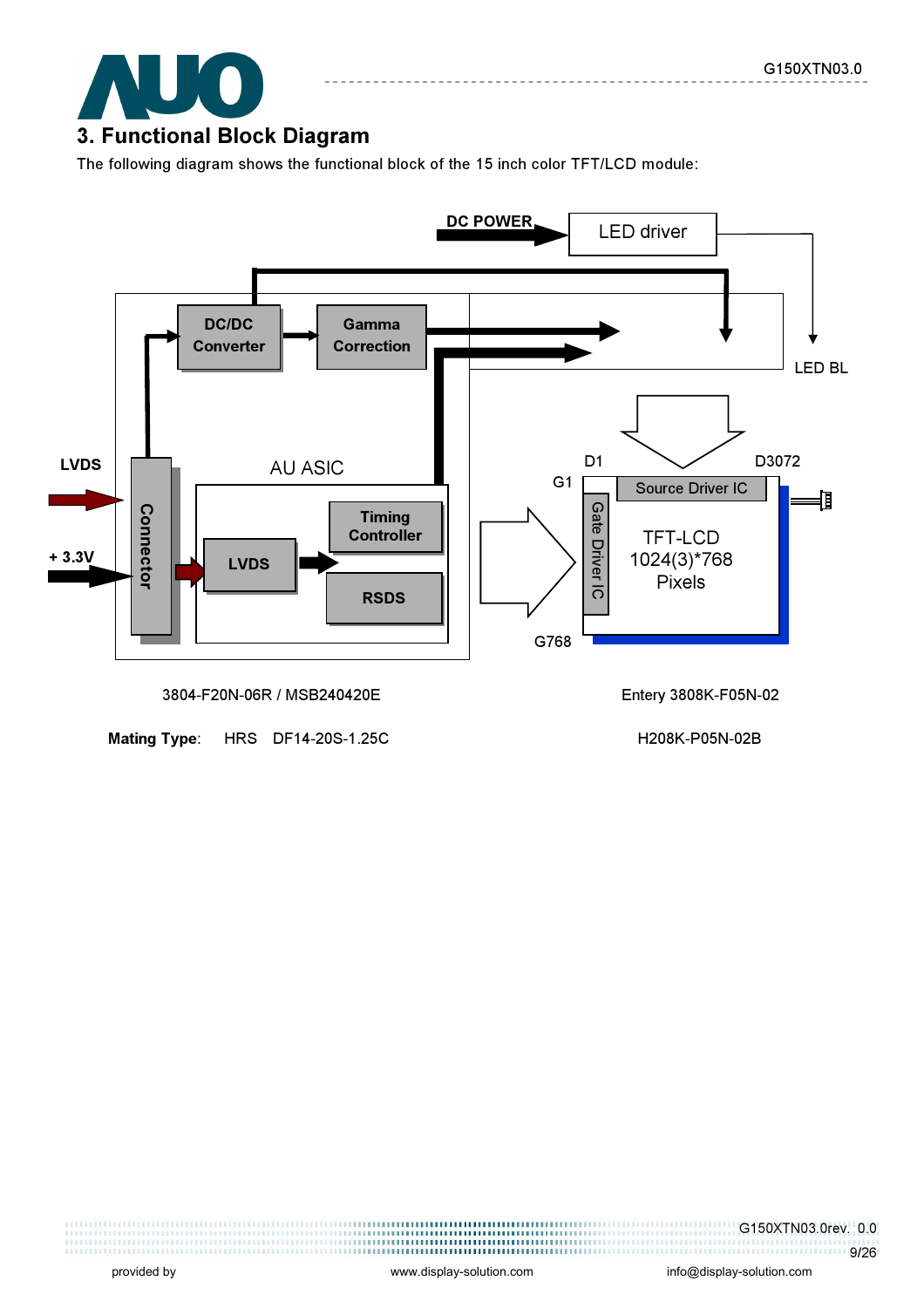## 3. Functional Block Diagram

The following diagram shows the functional block of the 15 inch color TFT/LCD module:

DC POWER

LED driver

DC/DC Converter

Gamma Correction

LED BL

LVDS

+ 3.3V

Connector

AU ASIC

Timing Controller

LVDS

RSDS

D1

D3072

G1

Source Driver IC

Gate Driver IC

TFT-LCD
1024(3)*768
Pixels

G768

3804-F20N-06R / MSB240420E

Entery 3808K-F05N-02

**Mating Type**: HRS DF14-20S-1.25C

H208K-P05N-02B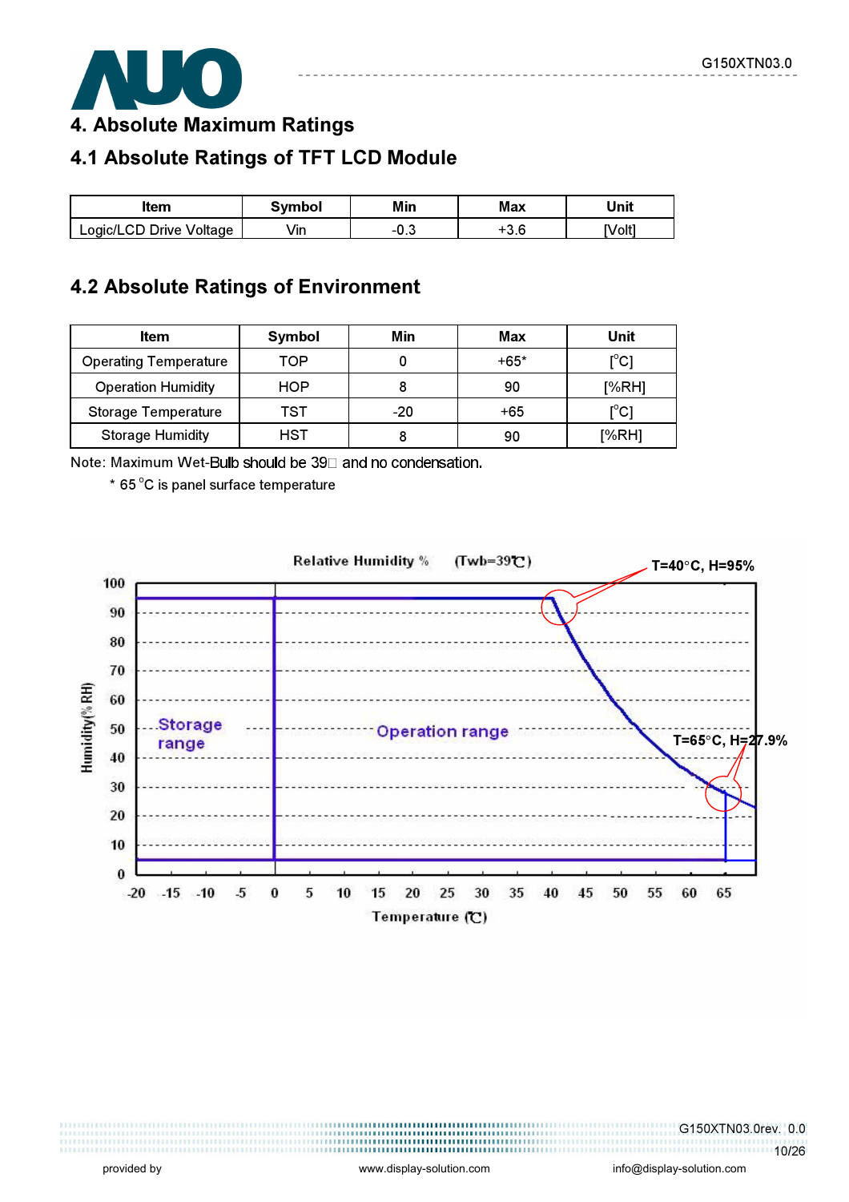# 4. Absolute Maximum Ratings

## 4.1 Absolute Ratings of TFT LCD Module

| Item | Symbol | Min | Max | Unit |
|---|---|---|---|---|
| Logic/LCD Drive Voltage | Vin | -0.3 | +3.6 | [Volt] |

## 4.2 Absolute Ratings of Environment

| Item | Symbol | Min | Max | Unit |
|---|---|---|---|---|
| Operating Temperature | TOP | 0 | +65* | [°C] |
| Operation Humidity | HOP | 8 | 90 | [%RH] |
| Storage Temperature | TST | -20 | +65 | [°C] |
| Storage Humidity | HST | 8 | 90 | [%RH] |

Note: Maximum Wet-Bulb should be 39□ and no condensation.

\* 65 °C is panel surface temperature

Relative Humidity % (Twb=39℃)

T=40°C, H=95%

T=65°C, H=27.9%

Storage range

Operation range

Humidity(% RH)

Temperature (℃)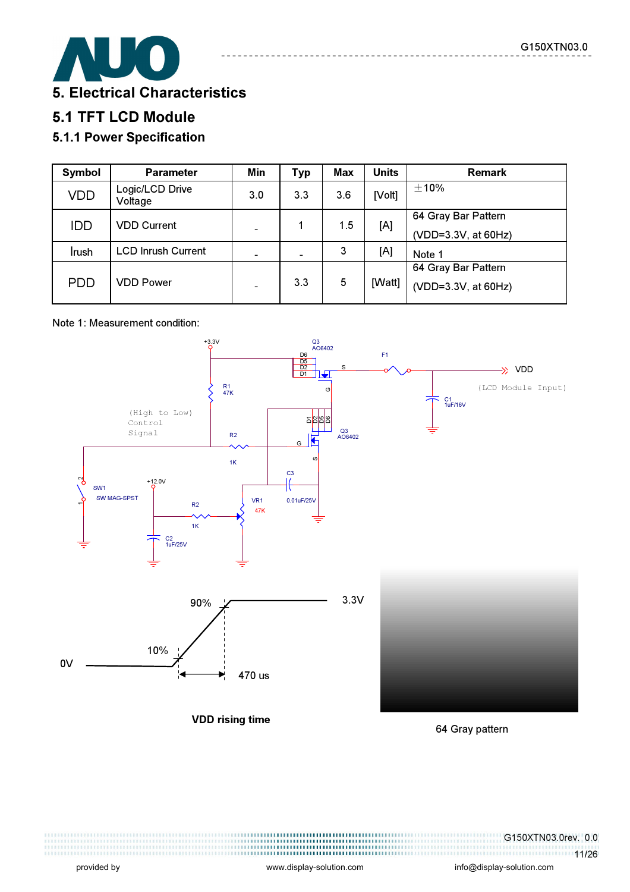# 5. Electrical Characteristics

## 5.1 TFT LCD Module

### 5.1.1 Power Specification

| Symbol | Parameter | Min | Typ | Max | Units | Remark |
|---|---|---|---|---|---|---|
| VDD | Logic/LCD Drive Voltage | 3.0 | 3.3 | 3.6 | [Volt] | ±10% |
| IDD | VDD Current | - | 1 | 1.5 | [A] | 64 Gray Bar Pattern (VDD=3.3V, at 60Hz) |
| Irush | LCD Inrush Current | - | - | 3 | [A] | Note 1 |
| PDD | VDD Power | - | 3.3 | 5 | [Watt] | 64 Gray Bar Pattern (VDD=3.3V, at 60Hz) |

Note 1: Measurement condition:

VDD rising time

64 Gray pattern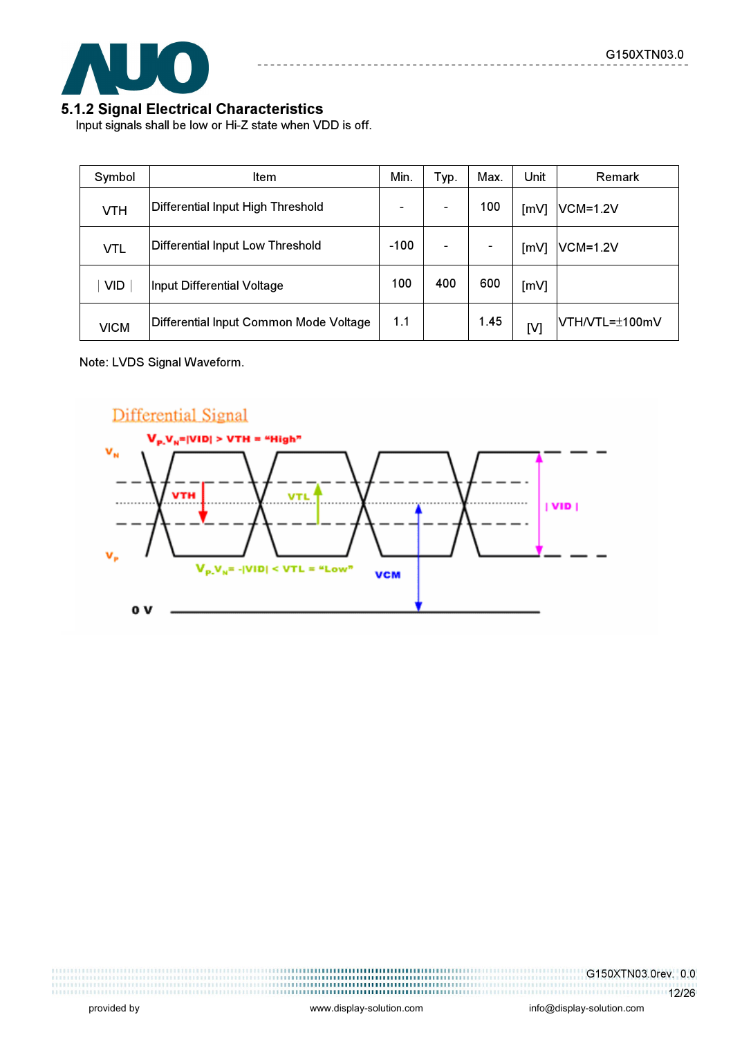### 5.1.2 Signal Electrical Characteristics

Input signals shall be low or Hi-Z state when VDD is off.

| Symbol | Item | Min. | Typ. | Max. | Unit | Remark |
|---|---|---|---|---|---|---|
| VTH | Differential Input High Threshold | - | - | 100 | [mV] | VCM=1.2V |
| VTL | Differential Input Low Threshold | -100 | - | - | [mV] | VCM=1.2V |
| \| VID \| | Input Differential Voltage | 100 | 400 | 600 | [mV] | |
| VICM | Differential Input Common Mode Voltage | 1.1 | | 1.45 | [V] | VTH/VTL=±100mV |

Note: LVDS Signal Waveform.

Differential Signal

$V_P$-$V_N$=|VID| > VTH = "High"

$V_P$-$V_N$= -|VID| < VTL = "Low"

$V_N$, $V_P$, VTH, VTL, | VID |, VCM, 0 V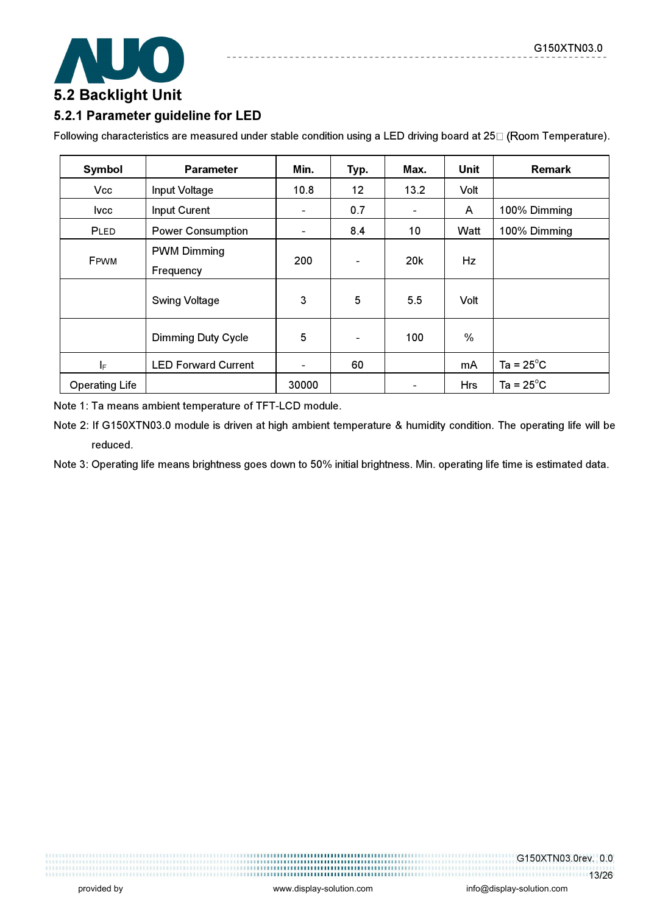## 5.2 Backlight Unit

### 5.2.1 Parameter guideline for LED

Following characteristics are measured under stable condition using a LED driving board at 25□ (Room Temperature).

| Symbol | Parameter | Min. | Typ. | Max. | Unit | Remark |
|---|---|---|---|---|---|---|
| Vcc | Input Voltage | 10.8 | 12 | 13.2 | Volt | |
| Ivcc | Input Curent | - | 0.7 | - | A | 100% Dimming |
| PLED | Power Consumption | - | 8.4 | 10 | Watt | 100% Dimming |
| FPWM | PWM Dimming Frequency | 200 | - | 20k | Hz | |
| | Swing Voltage | 3 | 5 | 5.5 | Volt | |
| | Dimming Duty Cycle | 5 | - | 100 | % | |
| $I_F$ | LED Forward Current | - | 60 | | mA | Ta = 25°C |
| Operating Life | | 30000 | | - | Hrs | Ta = 25°C |

Note 1: Ta means ambient temperature of TFT-LCD module.

Note 2: If G150XTN03.0 module is driven at high ambient temperature & humidity condition. The operating life will be reduced.

Note 3: Operating life means brightness goes down to 50% initial brightness. Min. operating life time is estimated data.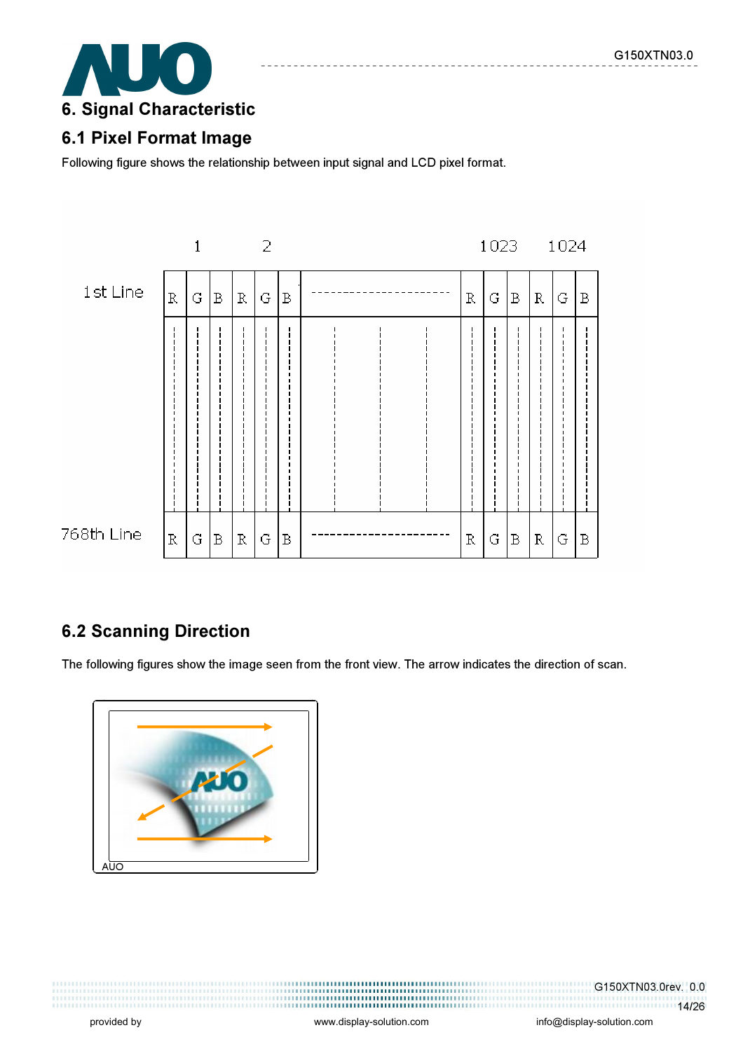## 6. Signal Characteristic

### 6.1 Pixel Format Image

Following figure shows the relationship between input signal and LCD pixel format.

| | 1 | | | 2 | | | | 1023 | | | 1024 | | |
|---|---|---|---|---|---|---|---|---|---|---|---|---|---|
| 1st Line | R | G | B | R | G | B | ---------------------- | R | G | B | R | G | B |
| 768th Line | R | G | B | R | G | B | ---------------------- | R | G | B | R | G | B |

### 6.2 Scanning Direction

The following figures show the image seen from the front view. The arrow indicates the direction of scan.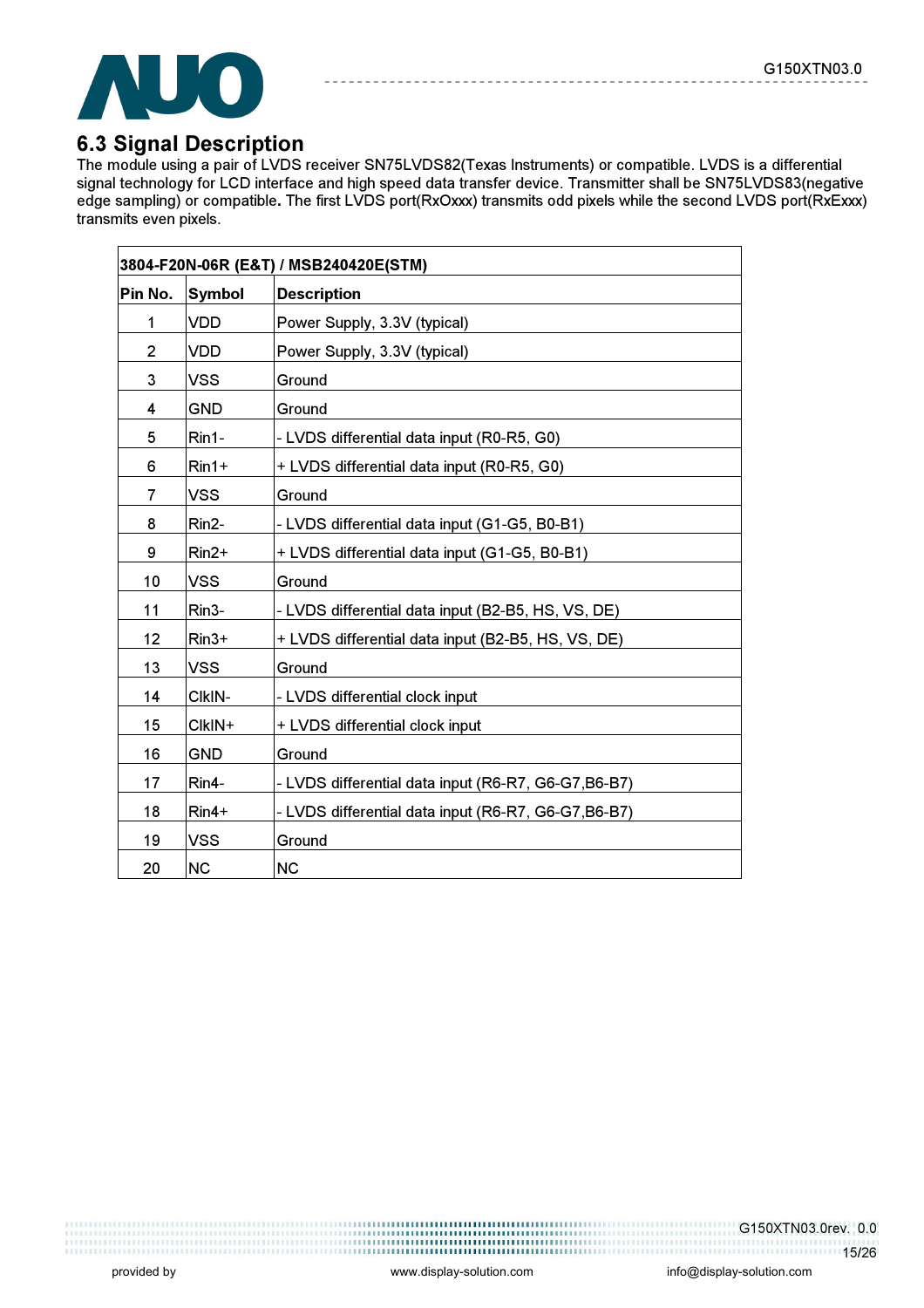## 6.3 Signal Description

The module using a pair of LVDS receiver SN75LVDS82(Texas Instruments) or compatible. LVDS is a differential signal technology for LCD interface and high speed data transfer device. Transmitter shall be SN75LVDS83(negative edge sampling) or compatible**.** The first LVDS port(RxOxxx) transmits odd pixels while the second LVDS port(RxExxx) transmits even pixels.

| 3804-F20N-06R (E&T) / MSB240420E(STM) | | |
|---|---|---|
| **Pin No.** | **Symbol** | **Description** |
| 1 | VDD | Power Supply, 3.3V (typical) |
| 2 | VDD | Power Supply, 3.3V (typical) |
| 3 | VSS | Ground |
| 4 | GND | Ground |
| 5 | Rin1- | - LVDS differential data input (R0-R5, G0) |
| 6 | Rin1+ | + LVDS differential data input (R0-R5, G0) |
| 7 | VSS | Ground |
| 8 | Rin2- | - LVDS differential data input (G1-G5, B0-B1) |
| 9 | Rin2+ | + LVDS differential data input (G1-G5, B0-B1) |
| 10 | VSS | Ground |
| 11 | Rin3- | - LVDS differential data input (B2-B5, HS, VS, DE) |
| 12 | Rin3+ | + LVDS differential data input (B2-B5, HS, VS, DE) |
| 13 | VSS | Ground |
| 14 | ClkIN- | - LVDS differential clock input |
| 15 | ClkIN+ | + LVDS differential clock input |
| 16 | GND | Ground |
| 17 | Rin4- | - LVDS differential data input (R6-R7, G6-G7,B6-B7) |
| 18 | Rin4+ | - LVDS differential data input (R6-R7, G6-G7,B6-B7) |
| 19 | VSS | Ground |
| 20 | NC | NC |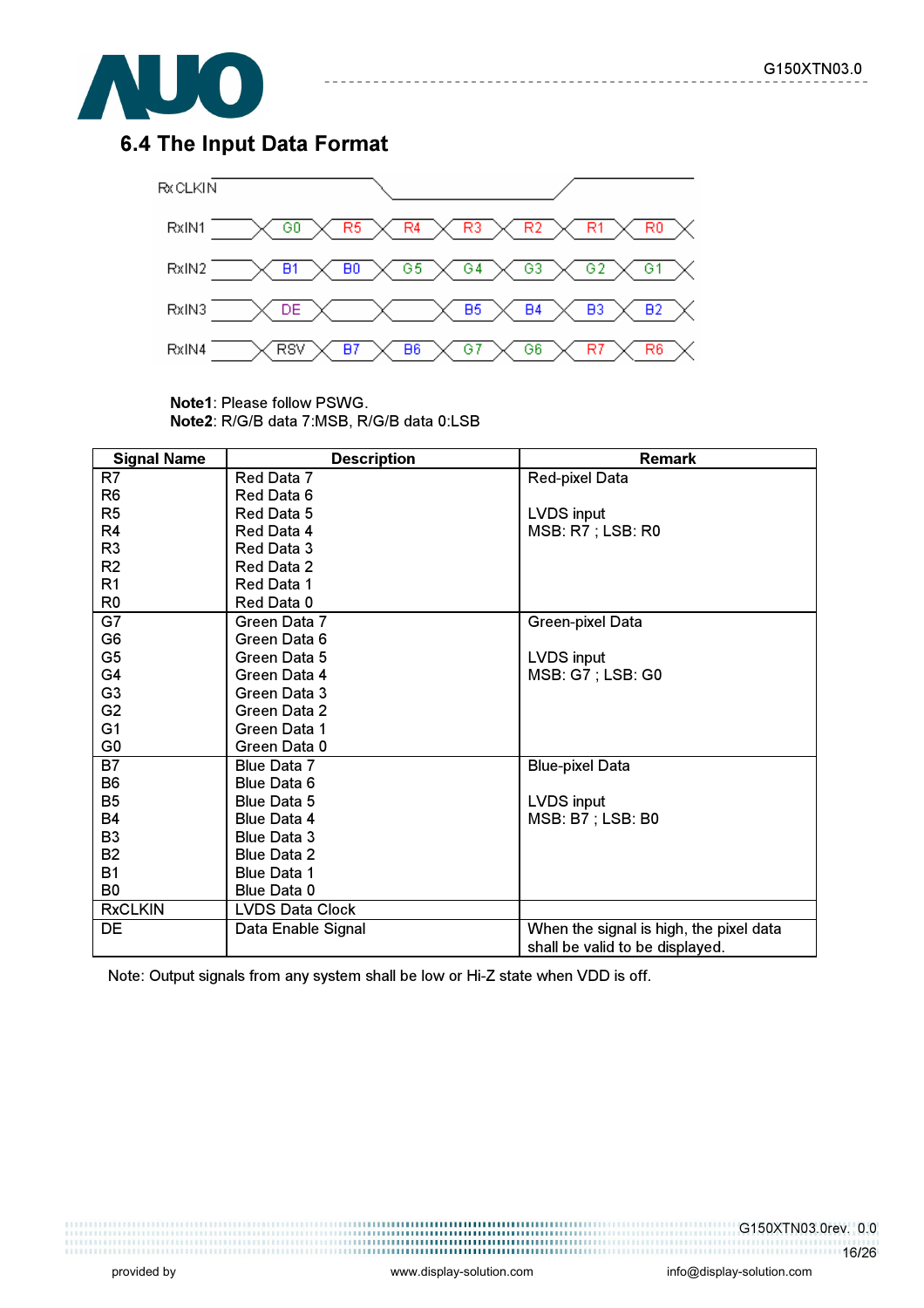## 6.4 The Input Data Format

| RxCLKIN | | | | | | | |
|---|---|---|---|---|---|---|---|
| RxIN1 | G0 | R5 | R4 | R3 | R2 | R1 | R0 |
| RxIN2 | B1 | B0 | G5 | G4 | G3 | G2 | G1 |
| RxIN3 | DE | | | B5 | B4 | B3 | B2 |
| RxIN4 | RSV | B7 | B6 | G7 | G6 | R7 | R6 |

**Note1**: Please follow PSWG.
**Note2**: R/G/B data 7:MSB, R/G/B data 0:LSB

| Signal Name | Description | Remark |
|---|---|---|
| R7<br>R6<br>R5<br>R4<br>R3<br>R2<br>R1<br>R0 | Red Data 7<br>Red Data 6<br>Red Data 5<br>Red Data 4<br>Red Data 3<br>Red Data 2<br>Red Data 1<br>Red Data 0 | Red-pixel Data<br><br>LVDS input<br>MSB: R7 ; LSB: R0 |
| G7<br>G6<br>G5<br>G4<br>G3<br>G2<br>G1<br>G0 | Green Data 7<br>Green Data 6<br>Green Data 5<br>Green Data 4<br>Green Data 3<br>Green Data 2<br>Green Data 1<br>Green Data 0 | Green-pixel Data<br><br>LVDS input<br>MSB: G7 ; LSB: G0 |
| B7<br>B6<br>B5<br>B4<br>B3<br>B2<br>B1<br>B0 | Blue Data 7<br>Blue Data 6<br>Blue Data 5<br>Blue Data 4<br>Blue Data 3<br>Blue Data 2<br>Blue Data 1<br>Blue Data 0 | Blue-pixel Data<br><br>LVDS input<br>MSB: B7 ; LSB: B0 |
| RxCLKIN | LVDS Data Clock | |
| DE | Data Enable Signal | When the signal is high, the pixel data shall be valid to be displayed. |

Note: Output signals from any system shall be low or Hi-Z state when VDD is off.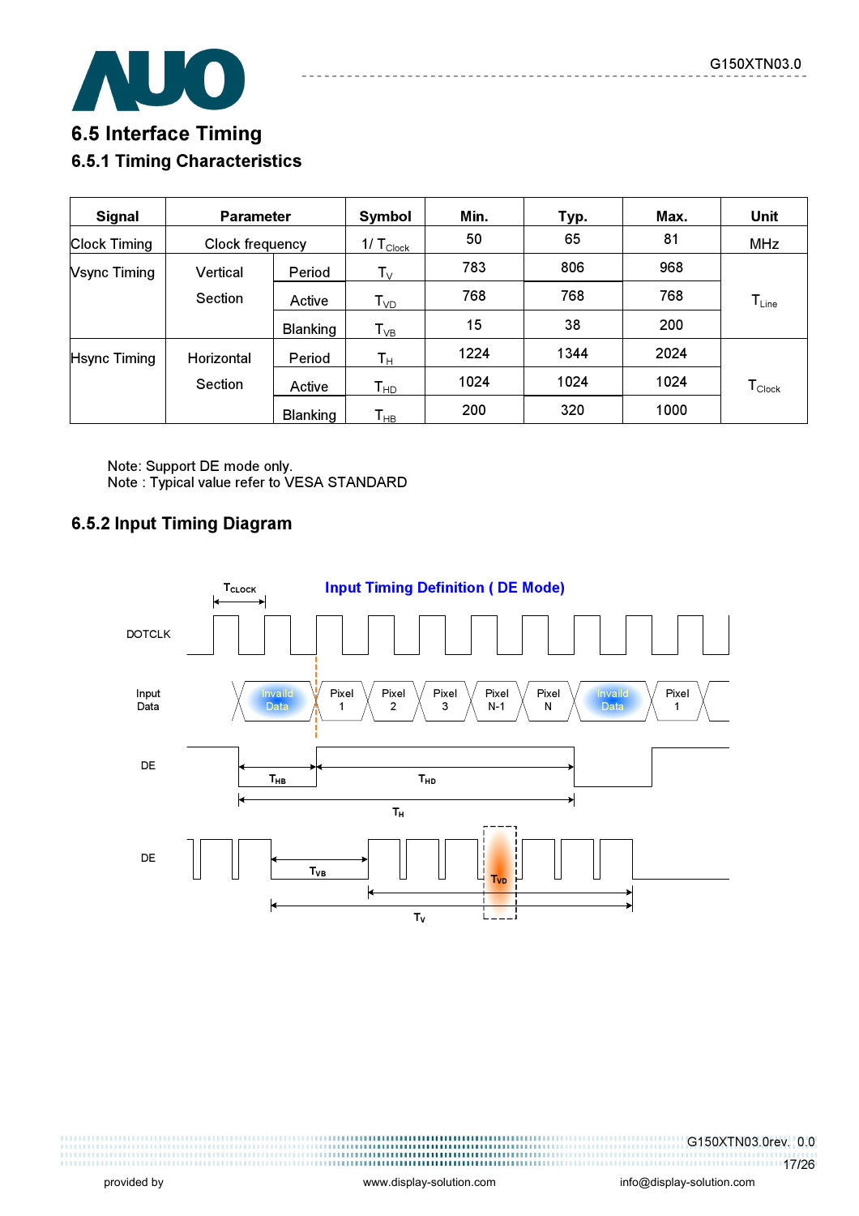## 6.5 Interface Timing

### 6.5.1 Timing Characteristics

| Signal | Parameter | | Symbol | Min. | Typ. | Max. | Unit |
|---|---|---|---|---|---|---|---|
| Clock Timing | Clock frequency | | $1/T_{Clock}$ | 50 | 65 | 81 | MHz |
| Vsync Timing | Vertical Section | Period | $T_V$ | 783 | 806 | 968 | $T_{Line}$ |
| | | Active | $T_{VD}$ | 768 | 768 | 768 | |
| | | Blanking | $T_{VB}$ | 15 | 38 | 200 | |
| Hsync Timing | Horizontal Section | Period | $T_H$ | 1224 | 1344 | 2024 | $T_{Clock}$ |
| | | Active | $T_{HD}$ | 1024 | 1024 | 1024 | |
| | | Blanking | $T_{HB}$ | 200 | 320 | 1000 | |

Note: Support DE mode only.
Note : Typical value refer to VESA STANDARD

### 6.5.2 Input Timing Diagram

Input Timing Definition ( DE Mode)

DOTCLK, $T_{CLOCK}$

Input Data: Invaild Data, Pixel 1, Pixel 2, Pixel 3, Pixel N-1, Pixel N, Invaild Data, Pixel 1

DE: $T_{HB}$, $T_{HD}$, $T_H$

DE: $T_{VB}$, $T_{VD}$, $T_V$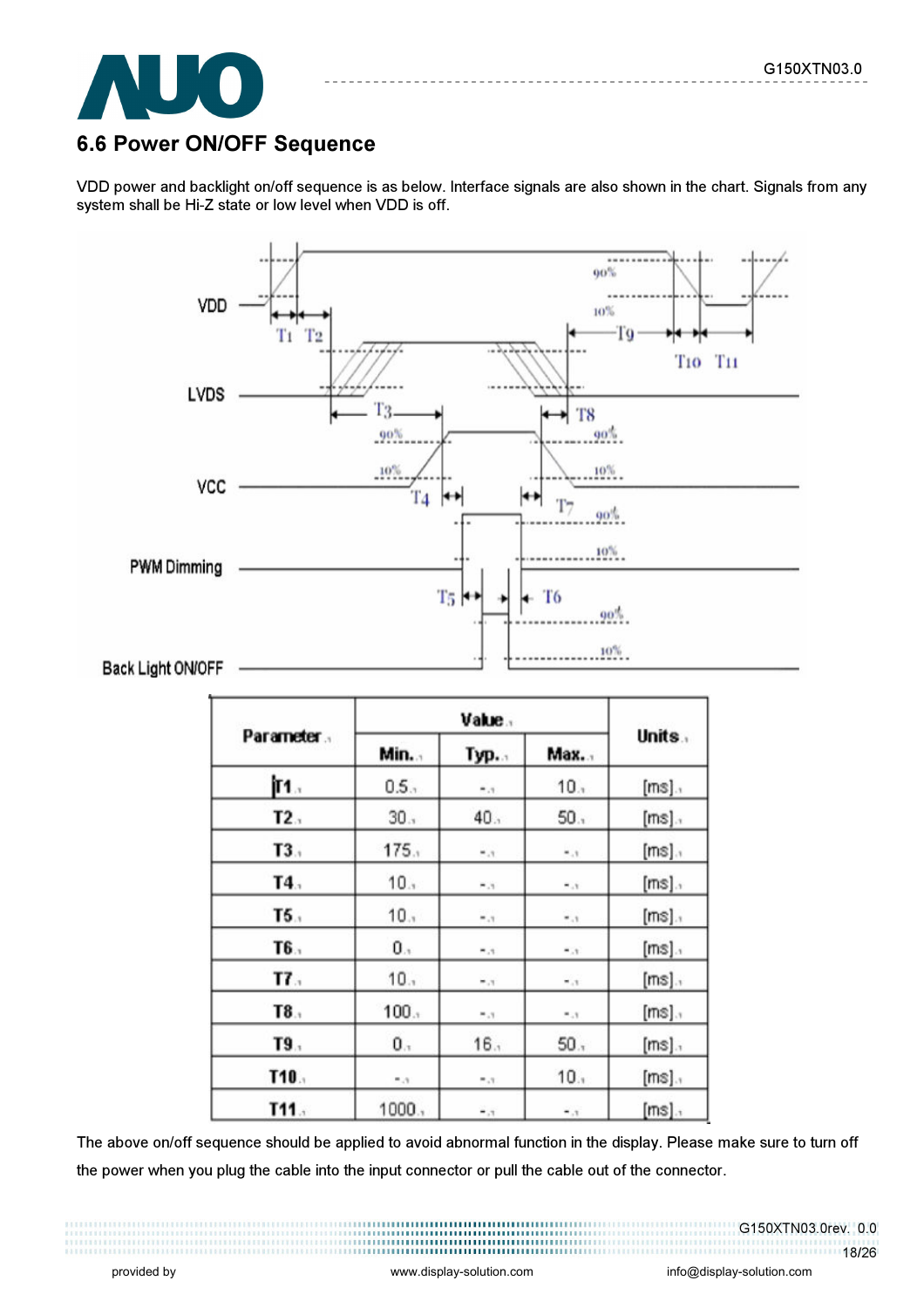## 6.6 Power ON/OFF Sequence

VDD power and backlight on/off sequence is as below. Interface signals are also shown in the chart. Signals from any system shall be Hi-Z state or low level when VDD is off.

| Parameter | Value | | | Units |
|---|---|---|---|---|
| | Min. | Typ. | Max. | |
| T1 | 0.5 | - | 10 | [ms] |
| T2 | 30 | 40 | 50 | [ms] |
| T3 | 175 | - | - | [ms] |
| T4 | 10 | - | - | [ms] |
| T5 | 10 | - | - | [ms] |
| T6 | 0 | - | - | [ms] |
| T7 | 10 | - | - | [ms] |
| T8 | 100 | - | - | [ms] |
| T9 | 0 | 16 | 50 | [ms] |
| T10 | - | - | 10 | [ms] |
| T11 | 1000 | - | - | [ms] |

The above on/off sequence should be applied to avoid abnormal function in the display. Please make sure to turn off the power when you plug the cable into the input connector or pull the cable out of the connector.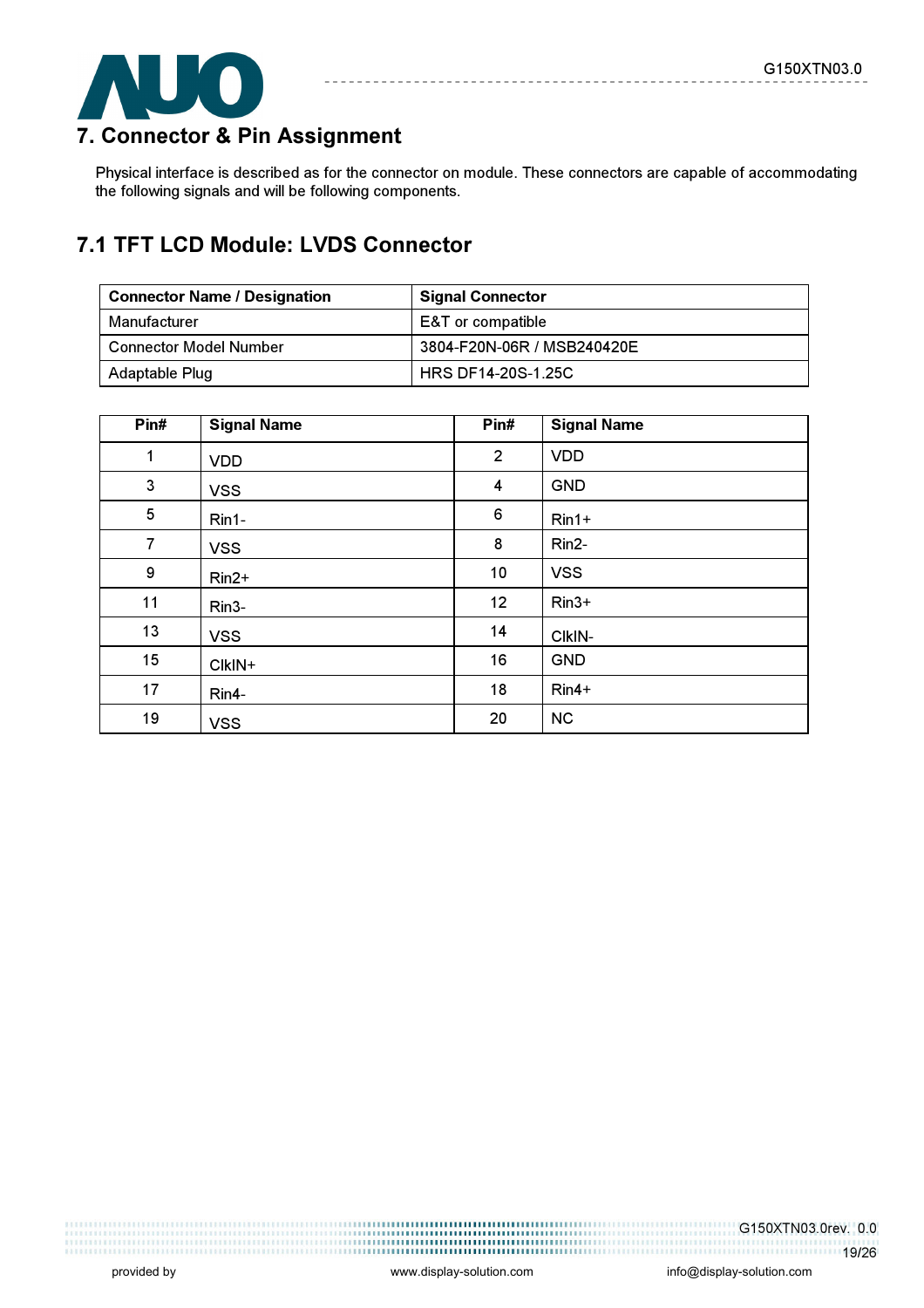# 7. Connector & Pin Assignment

Physical interface is described as for the connector on module. These connectors are capable of accommodating the following signals and will be following components.

## 7.1 TFT LCD Module: LVDS Connector

| Connector Name / Designation | Signal Connector |
|---|---|
| Manufacturer | E&T or compatible |
| Connector Model Number | 3804-F20N-06R / MSB240420E |
| Adaptable Plug | HRS DF14-20S-1.25C |

| Pin# | Signal Name | Pin# | Signal Name |
|---|---|---|---|
| 1 | VDD | 2 | VDD |
| 3 | VSS | 4 | GND |
| 5 | Rin1- | 6 | Rin1+ |
| 7 | VSS | 8 | Rin2- |
| 9 | Rin2+ | 10 | VSS |
| 11 | Rin3- | 12 | Rin3+ |
| 13 | VSS | 14 | ClkIN- |
| 15 | ClkIN+ | 16 | GND |
| 17 | Rin4- | 18 | Rin4+ |
| 19 | VSS | 20 | NC |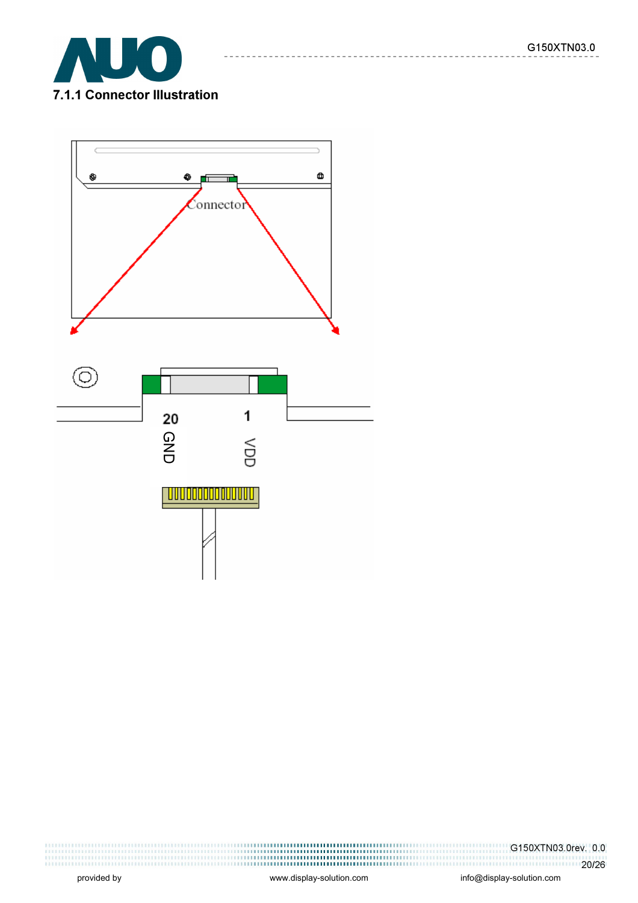#### 7.1.1 Connector Illustration

Connector

20 GND

1 VDD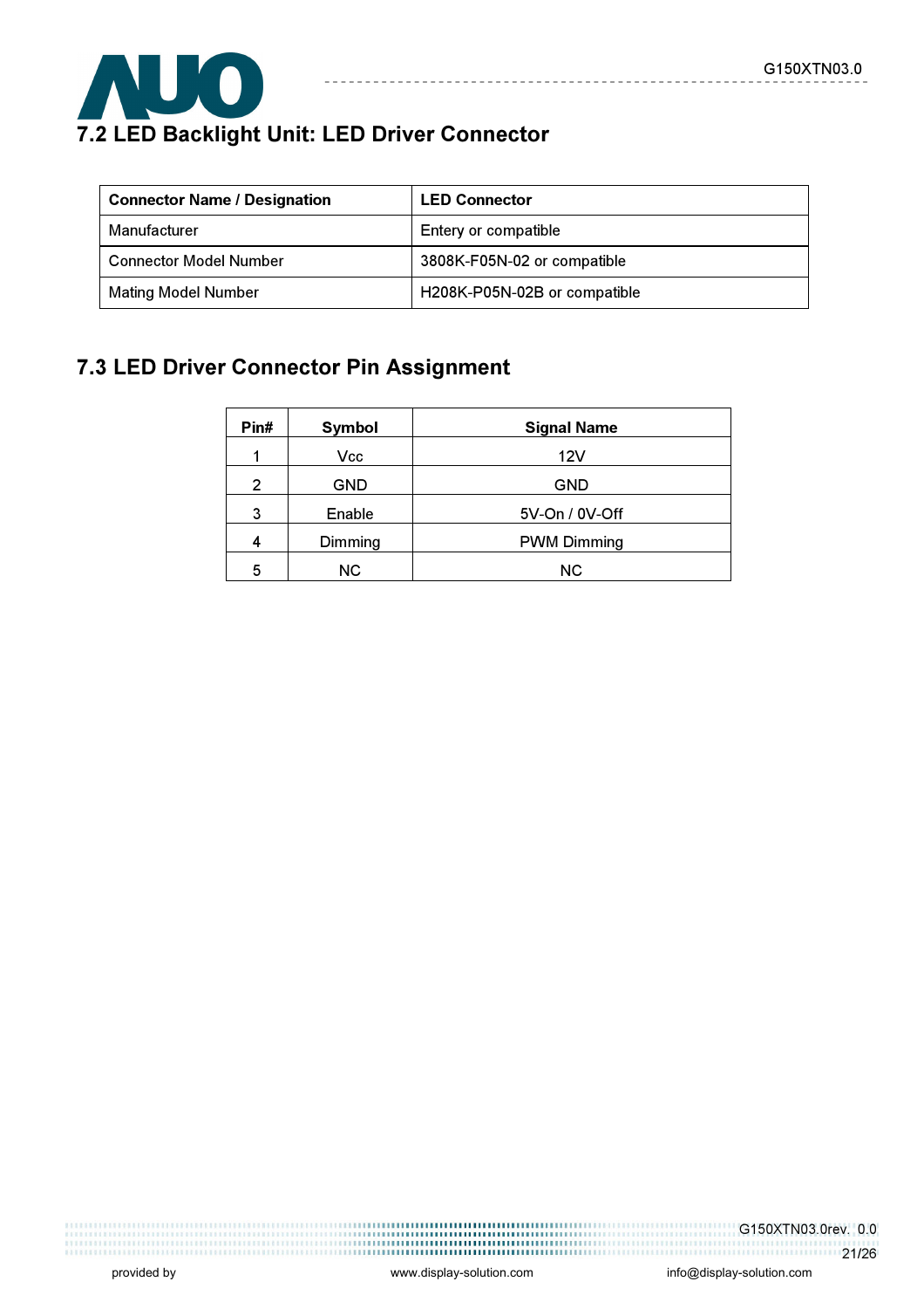## 7.2 LED Backlight Unit: LED Driver Connector

| Connector Name / Designation | LED Connector |
|---|---|
| Manufacturer | Entery or compatible |
| Connector Model Number | 3808K-F05N-02 or compatible |
| Mating Model Number | H208K-P05N-02B or compatible |

## 7.3 LED Driver Connector Pin Assignment

| Pin# | Symbol | Signal Name |
|---|---|---|
| 1 | Vcc | 12V |
| 2 | GND | GND |
| 3 | Enable | 5V-On / 0V-Off |
| 4 | Dimming | PWM Dimming |
| 5 | NC | NC |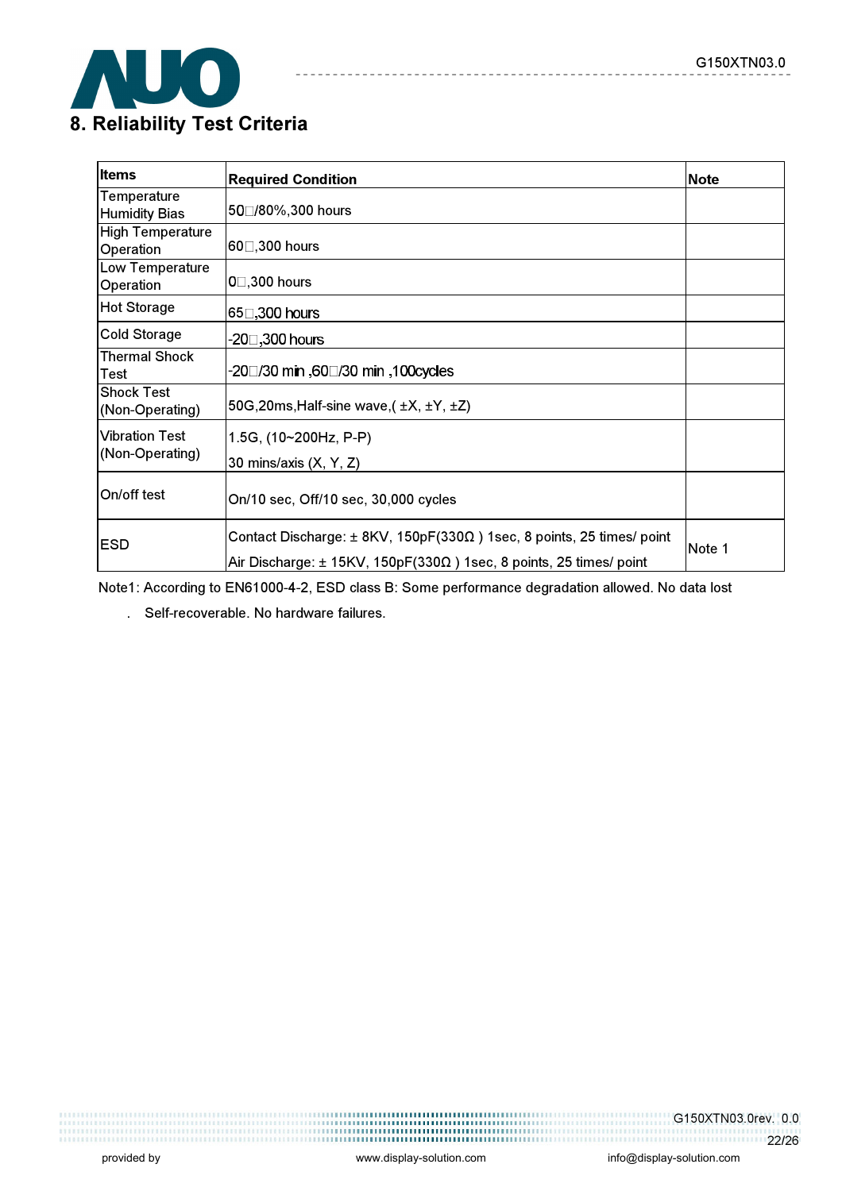## 8. Reliability Test Criteria

| Items | Required Condition | Note |
|---|---|---|
| Temperature Humidity Bias | 50□/80%,300 hours | |
| High Temperature Operation | 60□,300 hours | |
| Low Temperature Operation | 0□,300 hours | |
| Hot Storage | 65□,300 hours | |
| Cold Storage | -20□,300 hours | |
| Thermal Shock Test | -20□/30 min ,60□/30 min ,100cycles | |
| Shock Test (Non-Operating) | 50G,20ms,Half-sine wave,( ±X, ±Y, ±Z) | |
| Vibration Test (Non-Operating) | 1.5G, (10~200Hz, P-P) 30 mins/axis (X, Y, Z) | |
| On/off test | On/10 sec, Off/10 sec, 30,000 cycles | |
| ESD | Contact Discharge: ± 8KV, 150pF(330Ω ) 1sec, 8 points, 25 times/ point Air Discharge: ± 15KV, 150pF(330Ω ) 1sec, 8 points, 25 times/ point | Note 1 |

Note1: According to EN61000-4-2, ESD class B: Some performance degradation allowed. No data lost

. Self-recoverable. No hardware failures.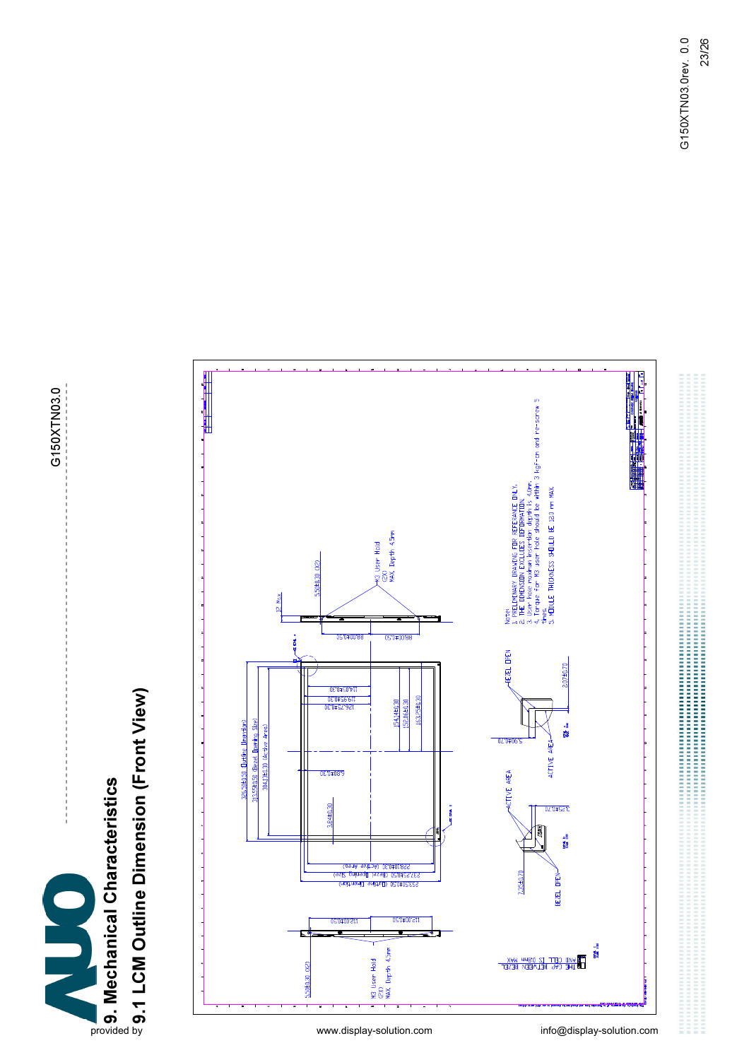# 9. Mechanical Characteristics

## 9.1 LCM Outline Dimension (Front View)

326.50±0.50 (Outline Dimension)

313.55±0.50 (Bezel Opening Size)

304.128±0.30 (Active Area)

228.10±0.30 (Active Area)

237.25±0.50 (Bezel Opening Size)

253.50±0.50 (Outline Dimension)

5.50±0.30 (X2)

M3 User Hold (2X) MAX. Depth 4.5mm

12 Max

88.00±0.50

88.00±0.50

112.00±0.50

112.00±0.50

ACTIVE AREA

BEZEL OPEN

2.07±0.70

5.90±0.70

2.65±0.70

7.35±0.70

THE GAP BETWEEN BEZEL AND CELL IS 0.6MM MAX

Note:

1. PRELIMINARY DRAWING FOR REFERANCE ONLY.
2. THE DIMENSION EXCLUDES DEFORMATION.
3. User hole maximum insertion depth is 4.0mm.
4. Torque for M3 user hole should be within 3 kgf-cm and re-screw 5 times.
5. MODULE THICKNESS SHOULD BE 12.0 mm MAX.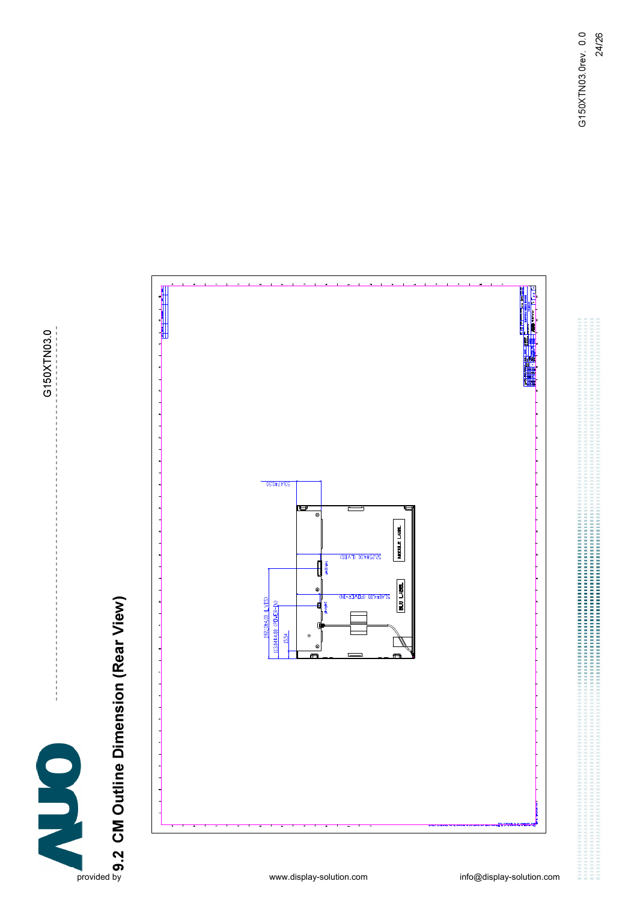## 9.2 CM Outline Dimension (Rear View)

53.47±0.50

52.25±4.00 (LVDS)

51.40±4.00 (POWER-IN)

182.10±4.00 (LVDS)

113.04±4.00 (POWER-IN)

15.54

MODULE LABEL

BLU LABEL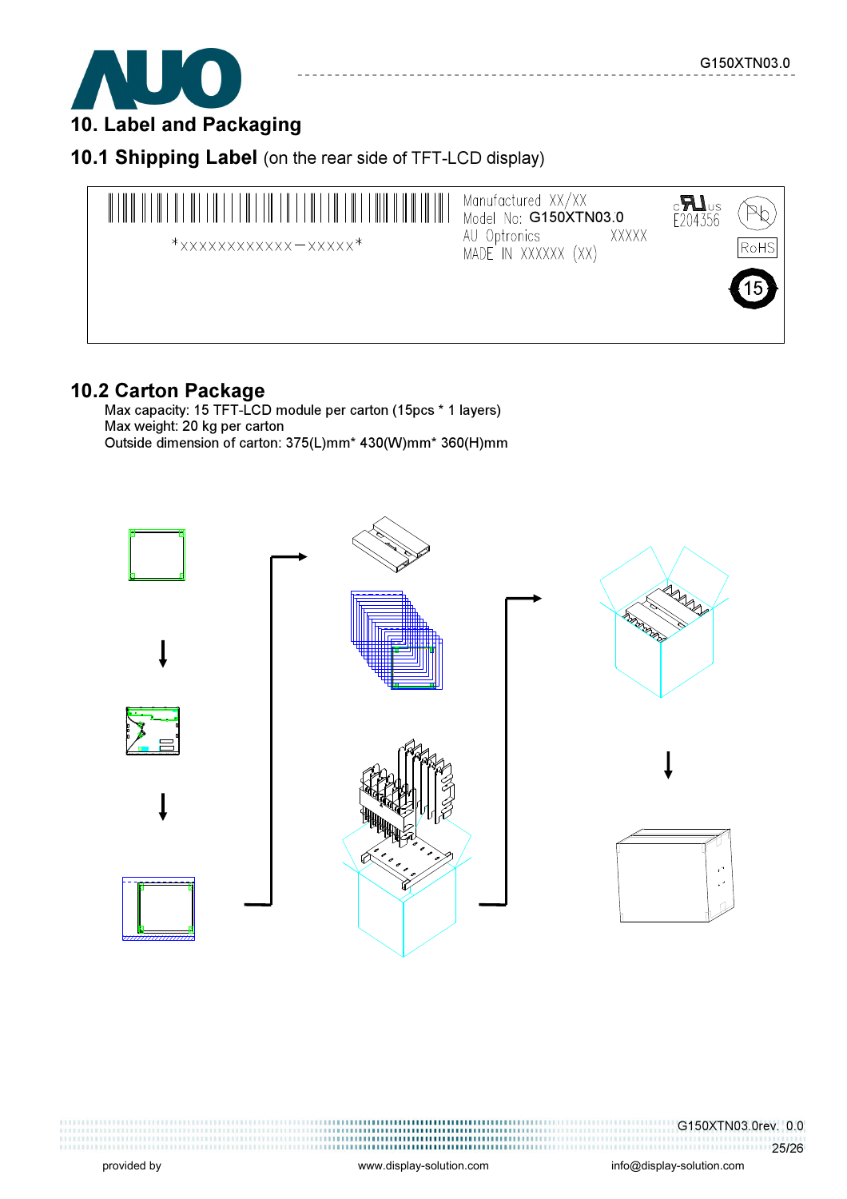# 10. Label and Packaging

## 10.1 Shipping Label (on the rear side of TFT-LCD display)

*XXXXXXXXXXXX—XXXXX*

Manufactured XX/XX
Model No: G150XTN03.0
AU Optronics XXXXX
MADE IN XXXXXX (XX)

E204356

RoHS

15

## 10.2 Carton Package

Max capacity: 15 TFT-LCD module per carton (15pcs * 1 layers)
Max weight: 20 kg per carton
Outside dimension of carton: 375(L)mm* 430(W)mm* 360(H)mm

provided by www.display-solution.com info@display-solution.com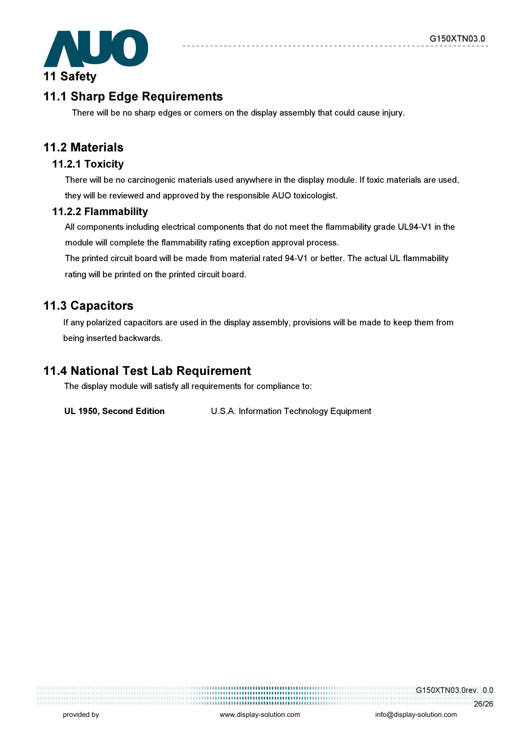# 11 Safety

## 11.1 Sharp Edge Requirements

There will be no sharp edges or comers on the display assembly that could cause injury.

## 11.2 Materials

### 11.2.1 Toxicity

There will be no carcinogenic materials used anywhere in the display module. If toxic materials are used, they will be reviewed and approved by the responsible AUO toxicologist.

### 11.2.2 Flammability

All components including electrical components that do not meet the flammability grade UL94-V1 in the module will complete the flammability rating exception approval process.

The printed circuit board will be made from material rated 94-V1 or better. The actual UL flammability rating will be printed on the printed circuit board.

## 11.3 Capacitors

If any polarized capacitors are used in the display assembly, provisions will be made to keep them from being inserted backwards.

## 11.4 National Test Lab Requirement

The display module will satisfy all requirements for compliance to:

| | |
|---|---|
| **UL 1950, Second Edition** | U.S.A. Information Technology Equipment |